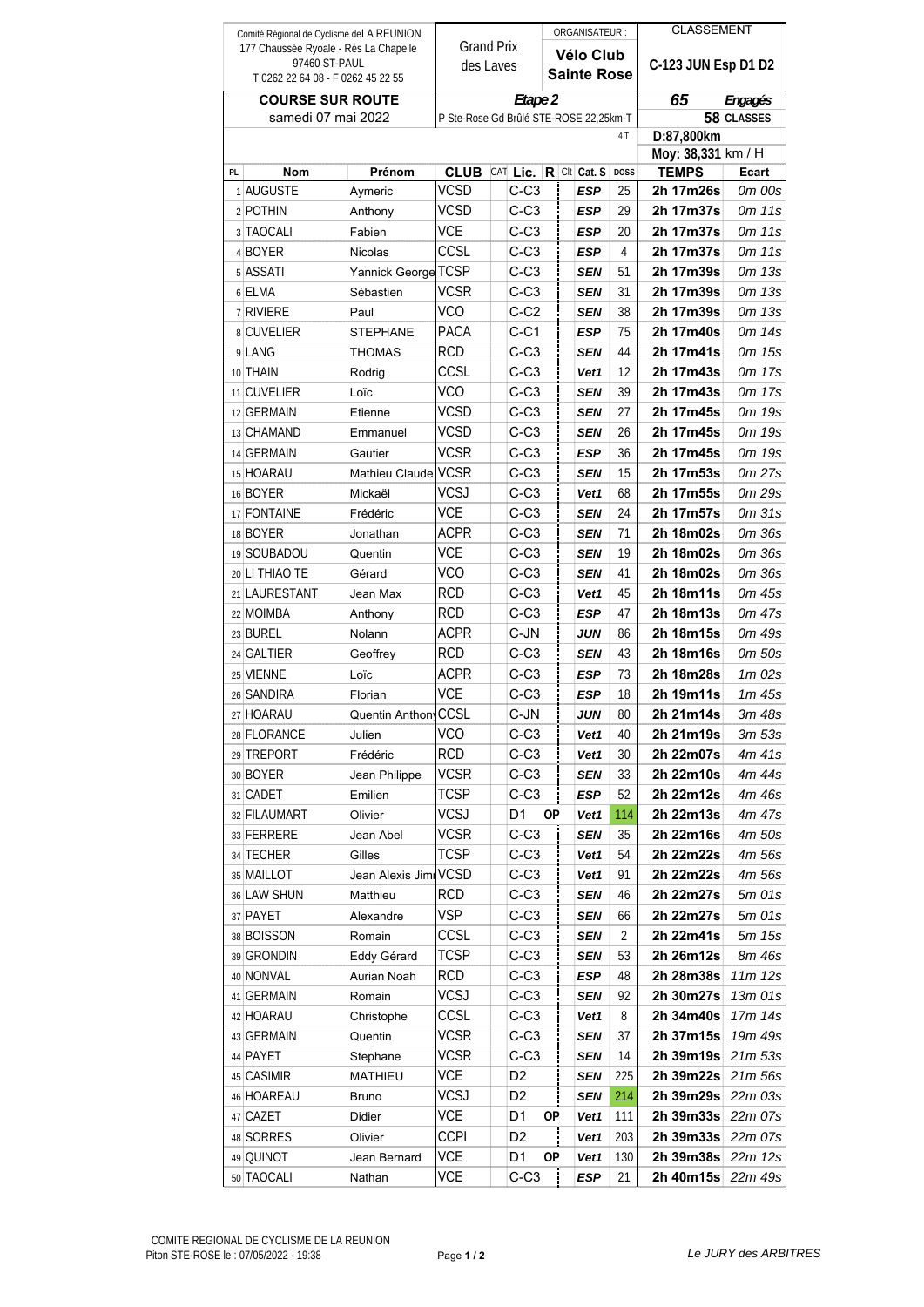Comité Régional de Cyclisme deLA REUNION
177 Chaussée Ryoale - Rés La Chapelle
97460 ST-PAUL
T 0262 22 64 08 - F 0262 45 22 55

Grand Prix des Laves

ORGANISATEUR : **Vélo Club Sainte Rose**

CLASSEMENT **C-123 JUN Esp D1 D2**

**COURSE SUR ROUTE**
samedi 07 mai 2022

*Etape 2*
P Ste-Rose Gd Brûlé STE-ROSE 22,25km-T
4 T

**65** *Engagés*
**58 CLASSES**

**D:87,800km**
**Moy: 38,331** km / H

| PL | Nom | Prénom | CLUB | CAT | Lic. | R | Clt | Cat. S | DOSS | TEMPS | Ecart |
|---|---|---|---|---|---|---|---|---|---|---|---|
| 1 | AUGUSTE | Aymeric | VCSD | | C-C3 | | | ESP | 25 | 2h 17m26s | 0m 00s |
| 2 | POTHIN | Anthony | VCSD | | C-C3 | | | ESP | 29 | 2h 17m37s | 0m 11s |
| 3 | TAOCALI | Fabien | VCE | | C-C3 | | | ESP | 20 | 2h 17m37s | 0m 11s |
| 4 | BOYER | Nicolas | CCSL | | C-C3 | | | ESP | 4 | 2h 17m37s | 0m 11s |
| 5 | ASSATI | Yannick George | TCSP | | C-C3 | | | SEN | 51 | 2h 17m39s | 0m 13s |
| 6 | ELMA | Sébastien | VCSR | | C-C3 | | | SEN | 31 | 2h 17m39s | 0m 13s |
| 7 | RIVIERE | Paul | VCO | | C-C2 | | | SEN | 38 | 2h 17m39s | 0m 13s |
| 8 | CUVELIER | STEPHANE | PACA | | C-C1 | | | ESP | 75 | 2h 17m40s | 0m 14s |
| 9 | LANG | THOMAS | RCD | | C-C3 | | | SEN | 44 | 2h 17m41s | 0m 15s |
| 10 | THAIN | Rodrig | CCSL | | C-C3 | | | Vet1 | 12 | 2h 17m43s | 0m 17s |
| 11 | CUVELIER | Loïc | VCO | | C-C3 | | | SEN | 39 | 2h 17m43s | 0m 17s |
| 12 | GERMAIN | Etienne | VCSD | | C-C3 | | | SEN | 27 | 2h 17m45s | 0m 19s |
| 13 | CHAMAND | Emmanuel | VCSD | | C-C3 | | | SEN | 26 | 2h 17m45s | 0m 19s |
| 14 | GERMAIN | Gautier | VCSR | | C-C3 | | | ESP | 36 | 2h 17m45s | 0m 19s |
| 15 | HOARAU | Mathieu Claude | VCSR | | C-C3 | | | SEN | 15 | 2h 17m53s | 0m 27s |
| 16 | BOYER | Mickaël | VCSJ | | C-C3 | | | Vet1 | 68 | 2h 17m55s | 0m 29s |
| 17 | FONTAINE | Frédéric | VCE | | C-C3 | | | SEN | 24 | 2h 17m57s | 0m 31s |
| 18 | BOYER | Jonathan | ACPR | | C-C3 | | | SEN | 71 | 2h 18m02s | 0m 36s |
| 19 | SOUBADOU | Quentin | VCE | | C-C3 | | | SEN | 19 | 2h 18m02s | 0m 36s |
| 20 | LI THIAO TE | Gérard | VCO | | C-C3 | | | SEN | 41 | 2h 18m02s | 0m 36s |
| 21 | LAURESTANT | Jean Max | RCD | | C-C3 | | | Vet1 | 45 | 2h 18m11s | 0m 45s |
| 22 | MOIMBA | Anthony | RCD | | C-C3 | | | ESP | 47 | 2h 18m13s | 0m 47s |
| 23 | BUREL | Nolann | ACPR | | C-JN | | | JUN | 86 | 2h 18m15s | 0m 49s |
| 24 | GALTIER | Geoffrey | RCD | | C-C3 | | | SEN | 43 | 2h 18m16s | 0m 50s |
| 25 | VIENNE | Loïc | ACPR | | C-C3 | | | ESP | 73 | 2h 18m28s | 1m 02s |
| 26 | SANDIRA | Florian | VCE | | C-C3 | | | ESP | 18 | 2h 19m11s | 1m 45s |
| 27 | HOARAU | Quentin Anthony | CCSL | | C-JN | | | JUN | 80 | 2h 21m14s | 3m 48s |
| 28 | FLORANCE | Julien | VCO | | C-C3 | | | Vet1 | 40 | 2h 21m19s | 3m 53s |
| 29 | TREPORT | Frédéric | RCD | | C-C3 | | | Vet1 | 30 | 2h 22m07s | 4m 41s |
| 30 | BOYER | Jean Philippe | VCSR | | C-C3 | | | SEN | 33 | 2h 22m10s | 4m 44s |
| 31 | CADET | Emilien | TCSP | | C-C3 | | | ESP | 52 | 2h 22m12s | 4m 46s |
| 32 | FILAUMART | Olivier | VCSJ | | D1 | OP | | Vet1 | 114 | 2h 22m13s | 4m 47s |
| 33 | FERRERE | Jean Abel | VCSR | | C-C3 | | | SEN | 35 | 2h 22m16s | 4m 50s |
| 34 | TECHER | Gilles | TCSP | | C-C3 | | | Vet1 | 54 | 2h 22m22s | 4m 56s |
| 35 | MAILLOT | Jean Alexis Jimi | VCSD | | C-C3 | | | Vet1 | 91 | 2h 22m22s | 4m 56s |
| 36 | LAW SHUN | Matthieu | RCD | | C-C3 | | | SEN | 46 | 2h 22m27s | 5m 01s |
| 37 | PAYET | Alexandre | VSP | | C-C3 | | | SEN | 66 | 2h 22m27s | 5m 01s |
| 38 | BOISSON | Romain | CCSL | | C-C3 | | | SEN | 2 | 2h 22m41s | 5m 15s |
| 39 | GRONDIN | Eddy Gérard | TCSP | | C-C3 | | | SEN | 53 | 2h 26m12s | 8m 46s |
| 40 | NONVAL | Aurian Noah | RCD | | C-C3 | | | ESP | 48 | 2h 28m38s | 11m 12s |
| 41 | GERMAIN | Romain | VCSJ | | C-C3 | | | SEN | 92 | 2h 30m27s | 13m 01s |
| 42 | HOARAU | Christophe | CCSL | | C-C3 | | | Vet1 | 8 | 2h 34m40s | 17m 14s |
| 43 | GERMAIN | Quentin | VCSR | | C-C3 | | | SEN | 37 | 2h 37m15s | 19m 49s |
| 44 | PAYET | Stephane | VCSR | | C-C3 | | | SEN | 14 | 2h 39m19s | 21m 53s |
| 45 | CASIMIR | MATHIEU | VCE | | D2 | | | SEN | 225 | 2h 39m22s | 21m 56s |
| 46 | HOAREAU | Bruno | VCSJ | | D2 | | | SEN | 214 | 2h 39m29s | 22m 03s |
| 47 | CAZET | Didier | VCE | | D1 | OP | | Vet1 | 111 | 2h 39m33s | 22m 07s |
| 48 | SORRES | Olivier | CCPI | | D2 | | | Vet1 | 203 | 2h 39m33s | 22m 07s |
| 49 | QUINOT | Jean Bernard | VCE | | D1 | OP | | Vet1 | 130 | 2h 39m38s | 22m 12s |
| 50 | TAOCALI | Nathan | VCE | | C-C3 | | | ESP | 21 | 2h 40m15s | 22m 49s |

COMITE REGIONAL DE CYCLISME DE LA REUNION
Piton STE-ROSE le : 07/05/2022 - 19:38

*Le JURY des ARBITRES*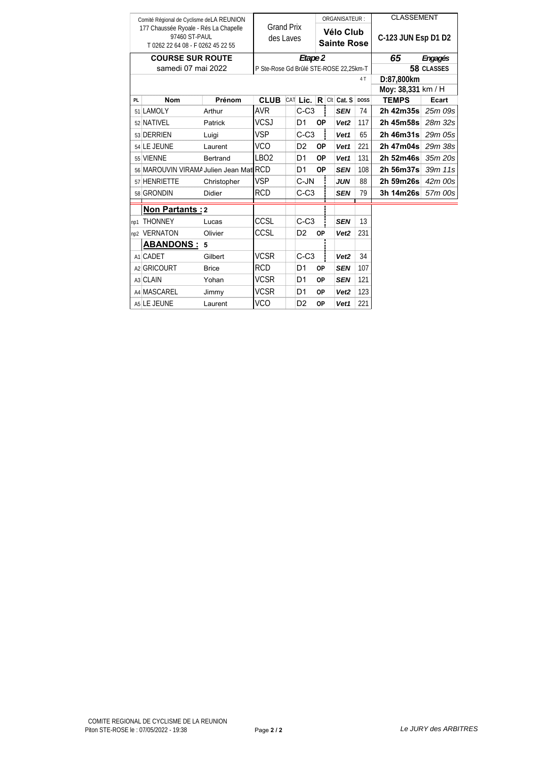| Comité Régional de Cyclisme de LA REUNION<br>177 Chaussée Ryoale - Rés La Chapelle<br>97460 ST-PAUL<br>T 0262 22 64 08 - F 0262 45 22 55 | Grand Prix des Laves | ORGANISATEUR :<br>**Vélo Club Sainte Rose** | CLASSEMENT<br>**C-123 JUN Esp D1 D2** |
|---|---|---|---|
| **COURSE SUR ROUTE**<br>samedi 07 mai 2022 | *Etape 2*<br>P Ste-Rose Gd Brûlé STE-ROSE 22,25km-T | 4 T | **65** *Engagés*<br>**58 CLASSES**<br>**D:87,800km**<br>**Moy: 38,331** km / H |

| PL | Nom | Prénom | CLUB | CAT | Lic. | R | Clt | Cat. S | DOSS | TEMPS | Ecart |
|---|---|---|---|---|---|---|---|---|---|---|---|
| 51 | LAMOLY | Arthur | AVR | | C-C3 | | | *SEN* | 74 | **2h 42m35s** | *25m 09s* |
| 52 | NATIVEL | Patrick | VCSJ | | D1 | OP | | *Vet2* | 117 | **2h 45m58s** | *28m 32s* |
| 53 | DERRIEN | Luigi | VSP | | C-C3 | | | *Vet1* | 65 | **2h 46m31s** | *29m 05s* |
| 54 | LE JEUNE | Laurent | VCO | | D2 | OP | | *Vet1* | 221 | **2h 47m04s** | *29m 38s* |
| 55 | VIENNE | Bertrand | LBO2 | | D1 | OP | | *Vet1* | 131 | **2h 52m46s** | *35m 20s* |
| 56 | MAROUVIN VIRAMA | Julien Jean Mat | RCD | | D1 | OP | | *SEN* | 108 | **2h 56m37s** | *39m 11s* |
| 57 | HENRIETTE | Christopher | VSP | | C-JN | | | *JUN* | 88 | **2h 59m26s** | *42m 00s* |
| 58 | GRONDIN | Didier | RCD | | C-C3 | | | *SEN* | 79 | **3h 14m26s** | *57m 00s* |
| | **Non Partants : 2** | | | | | | | | | | |
| np1 | THONNEY | Lucas | CCSL | | C-C3 | | | *SEN* | 13 | | |
| np2 | VERNATON | Olivier | CCSL | | D2 | OP | | *Vet2* | 231 | | |
| | **ABANDONS : 5** | | | | | | | | | | |
| A1 | CADET | Gilbert | VCSR | | C-C3 | | | *Vet2* | 34 | | |
| A2 | GRICOURT | Brice | RCD | | D1 | OP | | *SEN* | 107 | | |
| A3 | CLAIN | Yohan | VCSR | | D1 | OP | | *SEN* | 121 | | |
| A4 | MASCAREL | Jimmy | VCSR | | D1 | OP | | *Vet2* | 123 | | |
| A5 | LE JEUNE | Laurent | VCO | | D2 | OP | | *Vet1* | 221 | | |

COMITE REGIONAL DE CYCLISME DE LA REUNION
Piton STE-ROSE le : 07/05/2022 - 19:38

*Le JURY des ARBITRES*